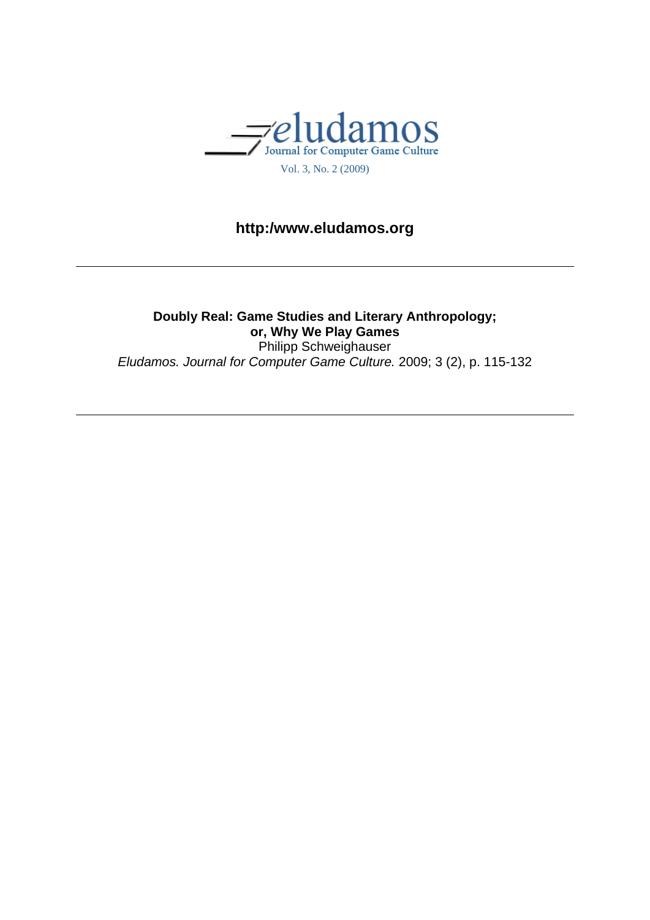eludamos
Journal for Computer Game Culture
Vol. 3, No. 2 (2009)

**http:/www.eludamos.org**

---

**Doubly Real: Game Studies and Literary Anthropology; or, Why We Play Games**

Philipp Schweighauser

*Eludamos. Journal for Computer Game Culture.* 2009; 3 (2), p. 115-132

---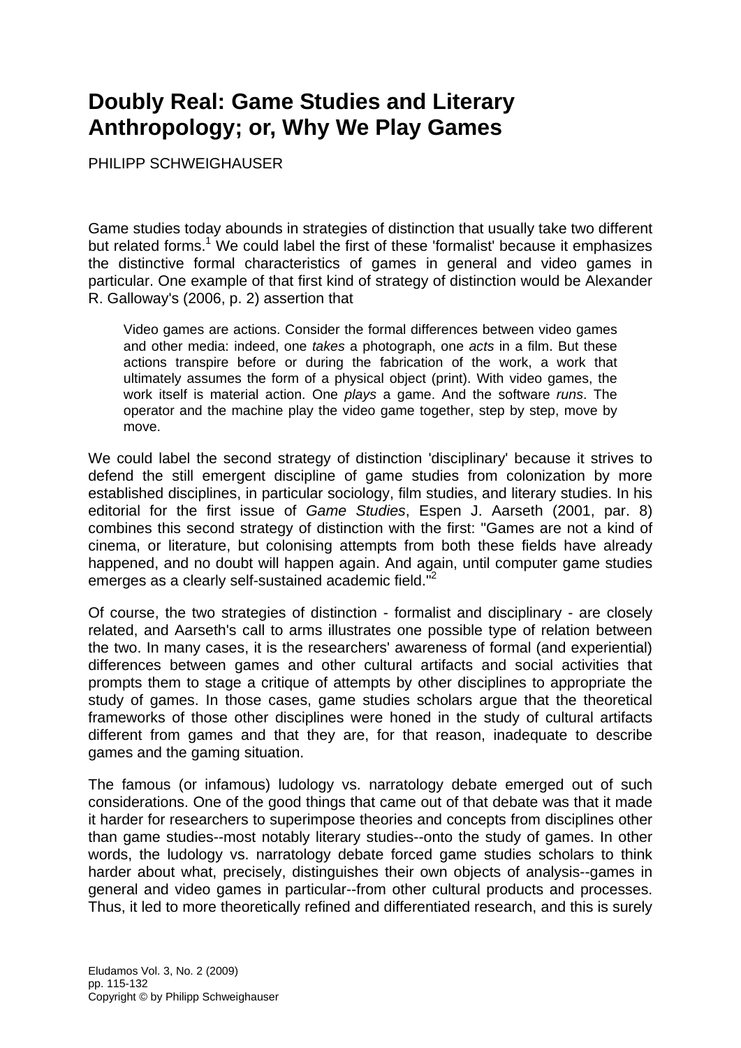# Doubly Real: Game Studies and Literary Anthropology; or, Why We Play Games

PHILIPP SCHWEIGHAUSER

Game studies today abounds in strategies of distinction that usually take two different but related forms.[1] We could label the first of these 'formalist' because it emphasizes the distinctive formal characteristics of games in general and video games in particular. One example of that first kind of strategy of distinction would be Alexander R. Galloway's (2006, p. 2) assertion that

> Video games are actions. Consider the formal differences between video games and other media: indeed, one *takes* a photograph, one *acts* in a film. But these actions transpire before or during the fabrication of the work, a work that ultimately assumes the form of a physical object (print). With video games, the work itself is material action. One *plays* a game. And the software *runs*. The operator and the machine play the video game together, step by step, move by move.

We could label the second strategy of distinction 'disciplinary' because it strives to defend the still emergent discipline of game studies from colonization by more established disciplines, in particular sociology, film studies, and literary studies. In his editorial for the first issue of *Game Studies*, Espen J. Aarseth (2001, par. 8) combines this second strategy of distinction with the first: "Games are not a kind of cinema, or literature, but colonising attempts from both these fields have already happened, and no doubt will happen again. And again, until computer game studies emerges as a clearly self-sustained academic field."[2]

Of course, the two strategies of distinction - formalist and disciplinary - are closely related, and Aarseth's call to arms illustrates one possible type of relation between the two. In many cases, it is the researchers' awareness of formal (and experiential) differences between games and other cultural artifacts and social activities that prompts them to stage a critique of attempts by other disciplines to appropriate the study of games. In those cases, game studies scholars argue that the theoretical frameworks of those other disciplines were honed in the study of cultural artifacts different from games and that they are, for that reason, inadequate to describe games and the gaming situation.

The famous (or infamous) ludology vs. narratology debate emerged out of such considerations. One of the good things that came out of that debate was that it made it harder for researchers to superimpose theories and concepts from disciplines other than game studies--most notably literary studies--onto the study of games. In other words, the ludology vs. narratology debate forced game studies scholars to think harder about what, precisely, distinguishes their own objects of analysis--games in general and video games in particular--from other cultural products and processes. Thus, it led to more theoretically refined and differentiated research, and this is surely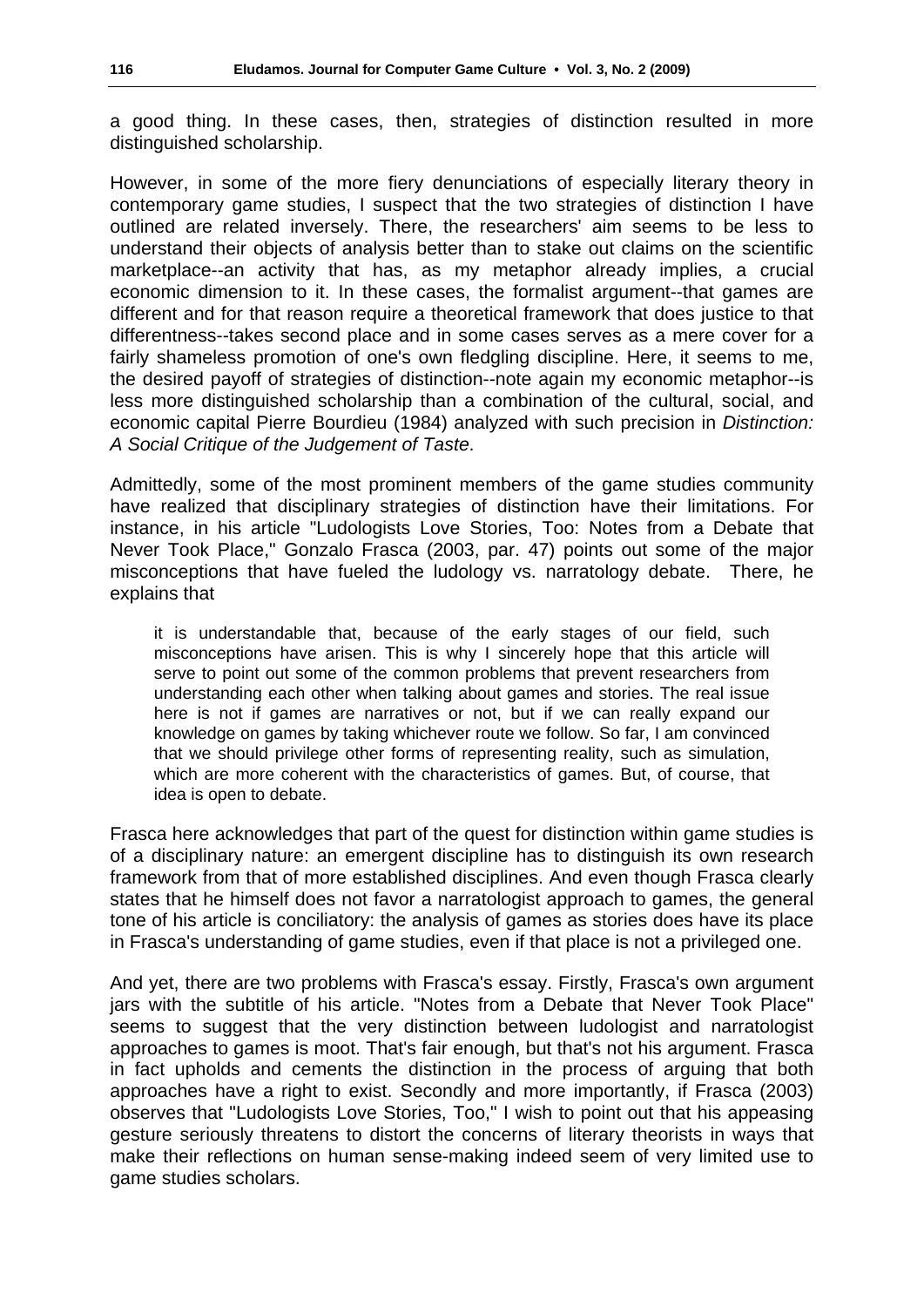a good thing. In these cases, then, strategies of distinction resulted in more distinguished scholarship.

However, in some of the more fiery denunciations of especially literary theory in contemporary game studies, I suspect that the two strategies of distinction I have outlined are related inversely. There, the researchers' aim seems to be less to understand their objects of analysis better than to stake out claims on the scientific marketplace--an activity that has, as my metaphor already implies, a crucial economic dimension to it. In these cases, the formalist argument--that games are different and for that reason require a theoretical framework that does justice to that differentness--takes second place and in some cases serves as a mere cover for a fairly shameless promotion of one's own fledgling discipline. Here, it seems to me, the desired payoff of strategies of distinction--note again my economic metaphor--is less more distinguished scholarship than a combination of the cultural, social, and economic capital Pierre Bourdieu (1984) analyzed with such precision in *Distinction: A Social Critique of the Judgement of Taste*.

Admittedly, some of the most prominent members of the game studies community have realized that disciplinary strategies of distinction have their limitations. For instance, in his article "Ludologists Love Stories, Too: Notes from a Debate that Never Took Place," Gonzalo Frasca (2003, par. 47) points out some of the major misconceptions that have fueled the ludology vs. narratology debate. There, he explains that

> it is understandable that, because of the early stages of our field, such misconceptions have arisen. This is why I sincerely hope that this article will serve to point out some of the common problems that prevent researchers from understanding each other when talking about games and stories. The real issue here is not if games are narratives or not, but if we can really expand our knowledge on games by taking whichever route we follow. So far, I am convinced that we should privilege other forms of representing reality, such as simulation, which are more coherent with the characteristics of games. But, of course, that idea is open to debate.

Frasca here acknowledges that part of the quest for distinction within game studies is of a disciplinary nature: an emergent discipline has to distinguish its own research framework from that of more established disciplines. And even though Frasca clearly states that he himself does not favor a narratologist approach to games, the general tone of his article is conciliatory: the analysis of games as stories does have its place in Frasca's understanding of game studies, even if that place is not a privileged one.

And yet, there are two problems with Frasca's essay. Firstly, Frasca's own argument jars with the subtitle of his article. "Notes from a Debate that Never Took Place" seems to suggest that the very distinction between ludologist and narratologist approaches to games is moot. That's fair enough, but that's not his argument. Frasca in fact upholds and cements the distinction in the process of arguing that both approaches have a right to exist. Secondly and more importantly, if Frasca (2003) observes that "Ludologists Love Stories, Too," I wish to point out that his appeasing gesture seriously threatens to distort the concerns of literary theorists in ways that make their reflections on human sense-making indeed seem of very limited use to game studies scholars.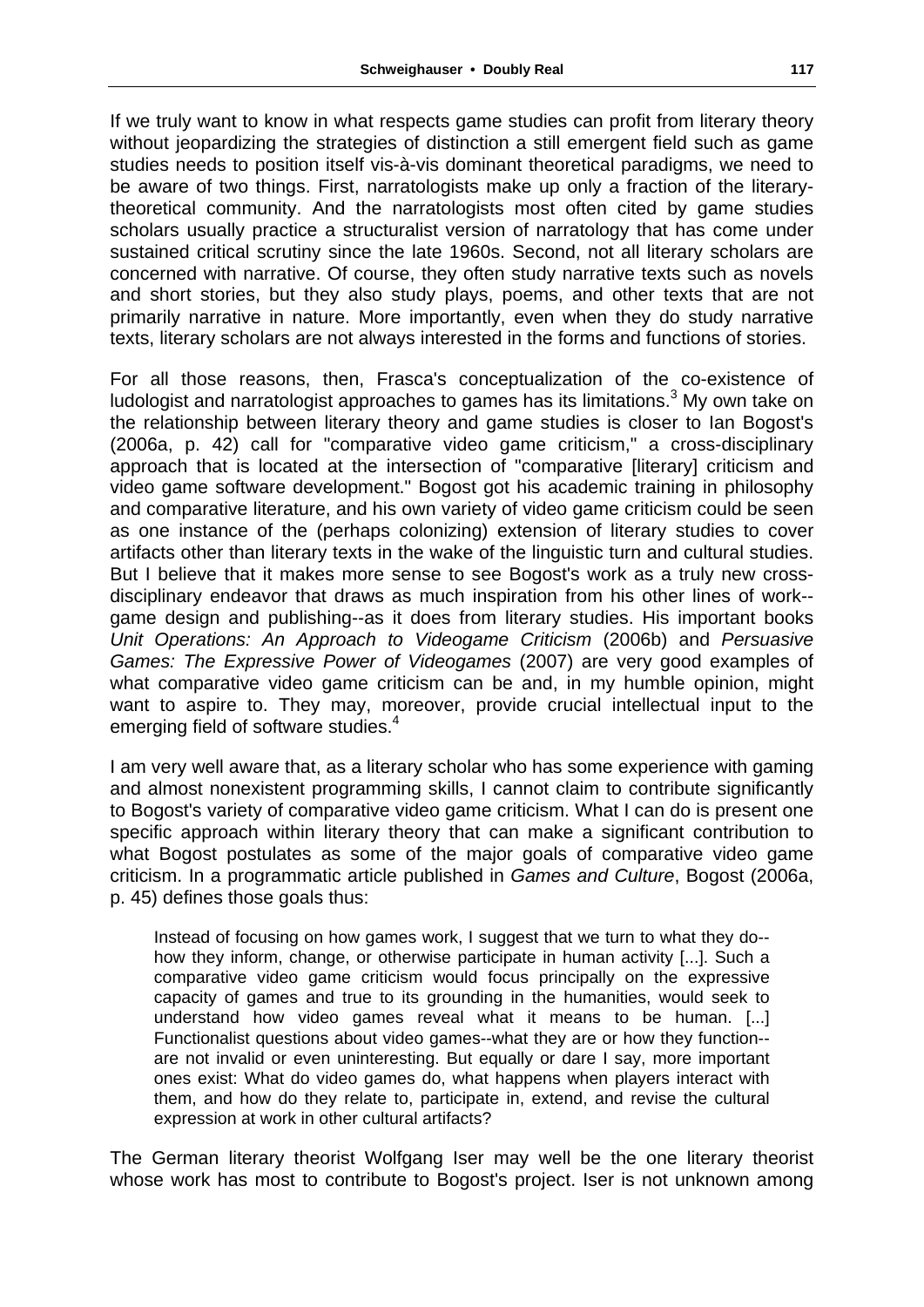If we truly want to know in what respects game studies can profit from literary theory without jeopardizing the strategies of distinction a still emergent field such as game studies needs to position itself vis-à-vis dominant theoretical paradigms, we need to be aware of two things. First, narratologists make up only a fraction of the literary-theoretical community. And the narratologists most often cited by game studies scholars usually practice a structuralist version of narratology that has come under sustained critical scrutiny since the late 1960s. Second, not all literary scholars are concerned with narrative. Of course, they often study narrative texts such as novels and short stories, but they also study plays, poems, and other texts that are not primarily narrative in nature. More importantly, even when they do study narrative texts, literary scholars are not always interested in the forms and functions of stories.

For all those reasons, then, Frasca's conceptualization of the co-existence of ludologist and narratologist approaches to games has its limitations.[3] My own take on the relationship between literary theory and game studies is closer to Ian Bogost's (2006a, p. 42) call for "comparative video game criticism," a cross-disciplinary approach that is located at the intersection of "comparative [literary] criticism and video game software development." Bogost got his academic training in philosophy and comparative literature, and his own variety of video game criticism could be seen as one instance of the (perhaps colonizing) extension of literary studies to cover artifacts other than literary texts in the wake of the linguistic turn and cultural studies. But I believe that it makes more sense to see Bogost's work as a truly new cross-disciplinary endeavor that draws as much inspiration from his other lines of work--game design and publishing--as it does from literary studies. His important books *Unit Operations: An Approach to Videogame Criticism* (2006b) and *Persuasive Games: The Expressive Power of Videogames* (2007) are very good examples of what comparative video game criticism can be and, in my humble opinion, might want to aspire to. They may, moreover, provide crucial intellectual input to the emerging field of software studies.[4]

I am very well aware that, as a literary scholar who has some experience with gaming and almost nonexistent programming skills, I cannot claim to contribute significantly to Bogost's variety of comparative video game criticism. What I can do is present one specific approach within literary theory that can make a significant contribution to what Bogost postulates as some of the major goals of comparative video game criticism. In a programmatic article published in *Games and Culture*, Bogost (2006a, p. 45) defines those goals thus:

> Instead of focusing on how games work, I suggest that we turn to what they do--how they inform, change, or otherwise participate in human activity [...]. Such a comparative video game criticism would focus principally on the expressive capacity of games and true to its grounding in the humanities, would seek to understand how video games reveal what it means to be human. [...] Functionalist questions about video games--what they are or how they function--are not invalid or even uninteresting. But equally or dare I say, more important ones exist: What do video games do, what happens when players interact with them, and how do they relate to, participate in, extend, and revise the cultural expression at work in other cultural artifacts?

The German literary theorist Wolfgang Iser may well be the one literary theorist whose work has most to contribute to Bogost's project. Iser is not unknown among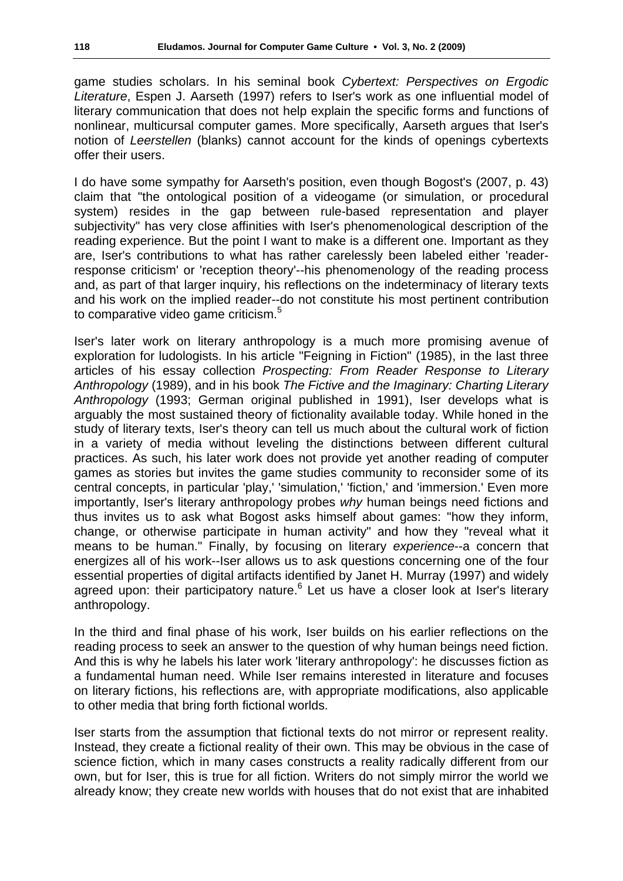game studies scholars. In his seminal book *Cybertext: Perspectives on Ergodic Literature*, Espen J. Aarseth (1997) refers to Iser's work as one influential model of literary communication that does not help explain the specific forms and functions of nonlinear, multicursal computer games. More specifically, Aarseth argues that Iser's notion of *Leerstellen* (blanks) cannot account for the kinds of openings cybertexts offer their users.

I do have some sympathy for Aarseth's position, even though Bogost's (2007, p. 43) claim that "the ontological position of a videogame (or simulation, or procedural system) resides in the gap between rule-based representation and player subjectivity" has very close affinities with Iser's phenomenological description of the reading experience. But the point I want to make is a different one. Important as they are, Iser's contributions to what has rather carelessly been labeled either 'reader-response criticism' or 'reception theory'--his phenomenology of the reading process and, as part of that larger inquiry, his reflections on the indeterminacy of literary texts and his work on the implied reader--do not constitute his most pertinent contribution to comparative video game criticism.[5]

Iser's later work on literary anthropology is a much more promising avenue of exploration for ludologists. In his article "Feigning in Fiction" (1985), in the last three articles of his essay collection *Prospecting: From Reader Response to Literary Anthropology* (1989), and in his book *The Fictive and the Imaginary: Charting Literary Anthropology* (1993; German original published in 1991), Iser develops what is arguably the most sustained theory of fictionality available today. While honed in the study of literary texts, Iser's theory can tell us much about the cultural work of fiction in a variety of media without leveling the distinctions between different cultural practices. As such, his later work does not provide yet another reading of computer games as stories but invites the game studies community to reconsider some of its central concepts, in particular 'play,' 'simulation,' 'fiction,' and 'immersion.' Even more importantly, Iser's literary anthropology probes *why* human beings need fictions and thus invites us to ask what Bogost asks himself about games: "how they inform, change, or otherwise participate in human activity" and how they "reveal what it means to be human." Finally, by focusing on literary *experience*--a concern that energizes all of his work--Iser allows us to ask questions concerning one of the four essential properties of digital artifacts identified by Janet H. Murray (1997) and widely agreed upon: their participatory nature.[6] Let us have a closer look at Iser's literary anthropology.

In the third and final phase of his work, Iser builds on his earlier reflections on the reading process to seek an answer to the question of why human beings need fiction. And this is why he labels his later work 'literary anthropology': he discusses fiction as a fundamental human need. While Iser remains interested in literature and focuses on literary fictions, his reflections are, with appropriate modifications, also applicable to other media that bring forth fictional worlds.

Iser starts from the assumption that fictional texts do not mirror or represent reality. Instead, they create a fictional reality of their own. This may be obvious in the case of science fiction, which in many cases constructs a reality radically different from our own, but for Iser, this is true for all fiction. Writers do not simply mirror the world we already know; they create new worlds with houses that do not exist that are inhabited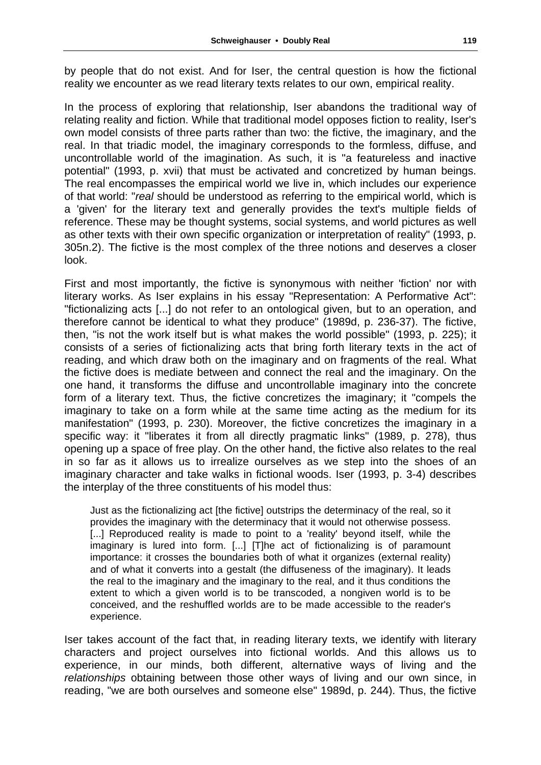by people that do not exist. And for Iser, the central question is how the fictional reality we encounter as we read literary texts relates to our own, empirical reality.

In the process of exploring that relationship, Iser abandons the traditional way of relating reality and fiction. While that traditional model opposes fiction to reality, Iser's own model consists of three parts rather than two: the fictive, the imaginary, and the real. In that triadic model, the imaginary corresponds to the formless, diffuse, and uncontrollable world of the imagination. As such, it is "a featureless and inactive potential" (1993, p. xvii) that must be activated and concretized by human beings. The real encompasses the empirical world we live in, which includes our experience of that world: "*real* should be understood as referring to the empirical world, which is a 'given' for the literary text and generally provides the text's multiple fields of reference. These may be thought systems, social systems, and world pictures as well as other texts with their own specific organization or interpretation of reality" (1993, p. 305n.2). The fictive is the most complex of the three notions and deserves a closer look.

First and most importantly, the fictive is synonymous with neither 'fiction' nor with literary works. As Iser explains in his essay "Representation: A Performative Act": "fictionalizing acts [...] do not refer to an ontological given, but to an operation, and therefore cannot be identical to what they produce" (1989d, p. 236-37). The fictive, then, "is not the work itself but is what makes the world possible" (1993, p. 225); it consists of a series of fictionalizing acts that bring forth literary texts in the act of reading, and which draw both on the imaginary and on fragments of the real. What the fictive does is mediate between and connect the real and the imaginary. On the one hand, it transforms the diffuse and uncontrollable imaginary into the concrete form of a literary text. Thus, the fictive concretizes the imaginary; it "compels the imaginary to take on a form while at the same time acting as the medium for its manifestation" (1993, p. 230). Moreover, the fictive concretizes the imaginary in a specific way: it "liberates it from all directly pragmatic links" (1989, p. 278), thus opening up a space of free play. On the other hand, the fictive also relates to the real in so far as it allows us to irrealize ourselves as we step into the shoes of an imaginary character and take walks in fictional woods. Iser (1993, p. 3-4) describes the interplay of the three constituents of his model thus:

> Just as the fictionalizing act [the fictive] outstrips the determinacy of the real, so it provides the imaginary with the determinacy that it would not otherwise possess. [...] Reproduced reality is made to point to a 'reality' beyond itself, while the imaginary is lured into form. [...] [T]he act of fictionalizing is of paramount importance: it crosses the boundaries both of what it organizes (external reality) and of what it converts into a gestalt (the diffuseness of the imaginary). It leads the real to the imaginary and the imaginary to the real, and it thus conditions the extent to which a given world is to be transcoded, a nongiven world is to be conceived, and the reshuffled worlds are to be made accessible to the reader's experience.

Iser takes account of the fact that, in reading literary texts, we identify with literary characters and project ourselves into fictional worlds. And this allows us to experience, in our minds, both different, alternative ways of living and the *relationships* obtaining between those other ways of living and our own since, in reading, "we are both ourselves and someone else" 1989d, p. 244). Thus, the fictive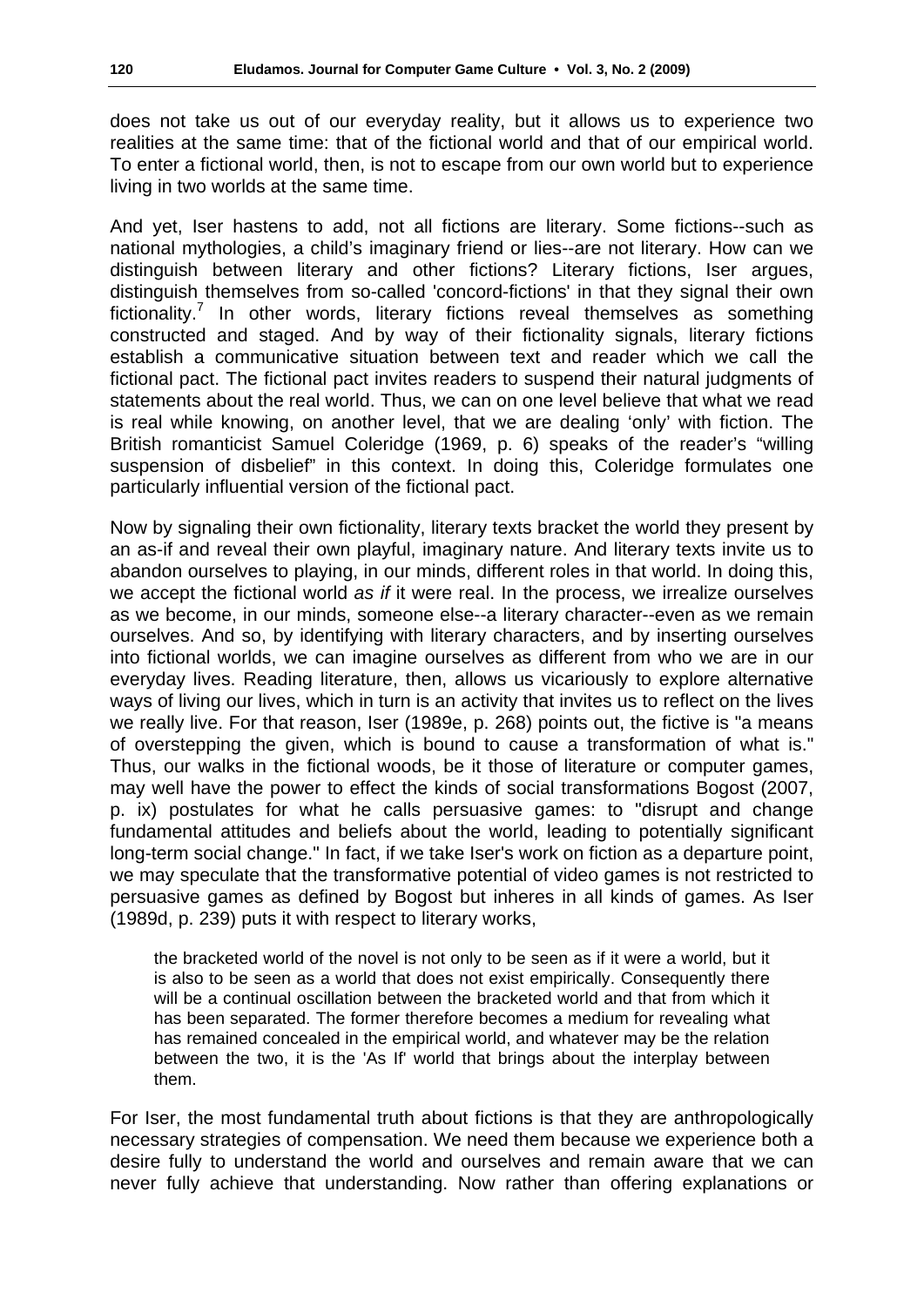does not take us out of our everyday reality, but it allows us to experience two realities at the same time: that of the fictional world and that of our empirical world. To enter a fictional world, then, is not to escape from our own world but to experience living in two worlds at the same time.

And yet, Iser hastens to add, not all fictions are literary. Some fictions--such as national mythologies, a child's imaginary friend or lies--are not literary. How can we distinguish between literary and other fictions? Literary fictions, Iser argues, distinguish themselves from so-called 'concord-fictions' in that they signal their own fictionality.[7] In other words, literary fictions reveal themselves as something constructed and staged. And by way of their fictionality signals, literary fictions establish a communicative situation between text and reader which we call the fictional pact. The fictional pact invites readers to suspend their natural judgments of statements about the real world. Thus, we can on one level believe that what we read is real while knowing, on another level, that we are dealing 'only' with fiction. The British romanticist Samuel Coleridge (1969, p. 6) speaks of the reader's "willing suspension of disbelief" in this context. In doing this, Coleridge formulates one particularly influential version of the fictional pact.

Now by signaling their own fictionality, literary texts bracket the world they present by an as-if and reveal their own playful, imaginary nature. And literary texts invite us to abandon ourselves to playing, in our minds, different roles in that world. In doing this, we accept the fictional world *as if* it were real. In the process, we irrealize ourselves as we become, in our minds, someone else--a literary character--even as we remain ourselves. And so, by identifying with literary characters, and by inserting ourselves into fictional worlds, we can imagine ourselves as different from who we are in our everyday lives. Reading literature, then, allows us vicariously to explore alternative ways of living our lives, which in turn is an activity that invites us to reflect on the lives we really live. For that reason, Iser (1989e, p. 268) points out, the fictive is "a means of overstepping the given, which is bound to cause a transformation of what is." Thus, our walks in the fictional woods, be it those of literature or computer games, may well have the power to effect the kinds of social transformations Bogost (2007, p. ix) postulates for what he calls persuasive games: to "disrupt and change fundamental attitudes and beliefs about the world, leading to potentially significant long-term social change." In fact, if we take Iser's work on fiction as a departure point, we may speculate that the transformative potential of video games is not restricted to persuasive games as defined by Bogost but inheres in all kinds of games. As Iser (1989d, p. 239) puts it with respect to literary works,

> the bracketed world of the novel is not only to be seen as if it were a world, but it is also to be seen as a world that does not exist empirically. Consequently there will be a continual oscillation between the bracketed world and that from which it has been separated. The former therefore becomes a medium for revealing what has remained concealed in the empirical world, and whatever may be the relation between the two, it is the 'As If' world that brings about the interplay between them.

For Iser, the most fundamental truth about fictions is that they are anthropologically necessary strategies of compensation. We need them because we experience both a desire fully to understand the world and ourselves and remain aware that we can never fully achieve that understanding. Now rather than offering explanations or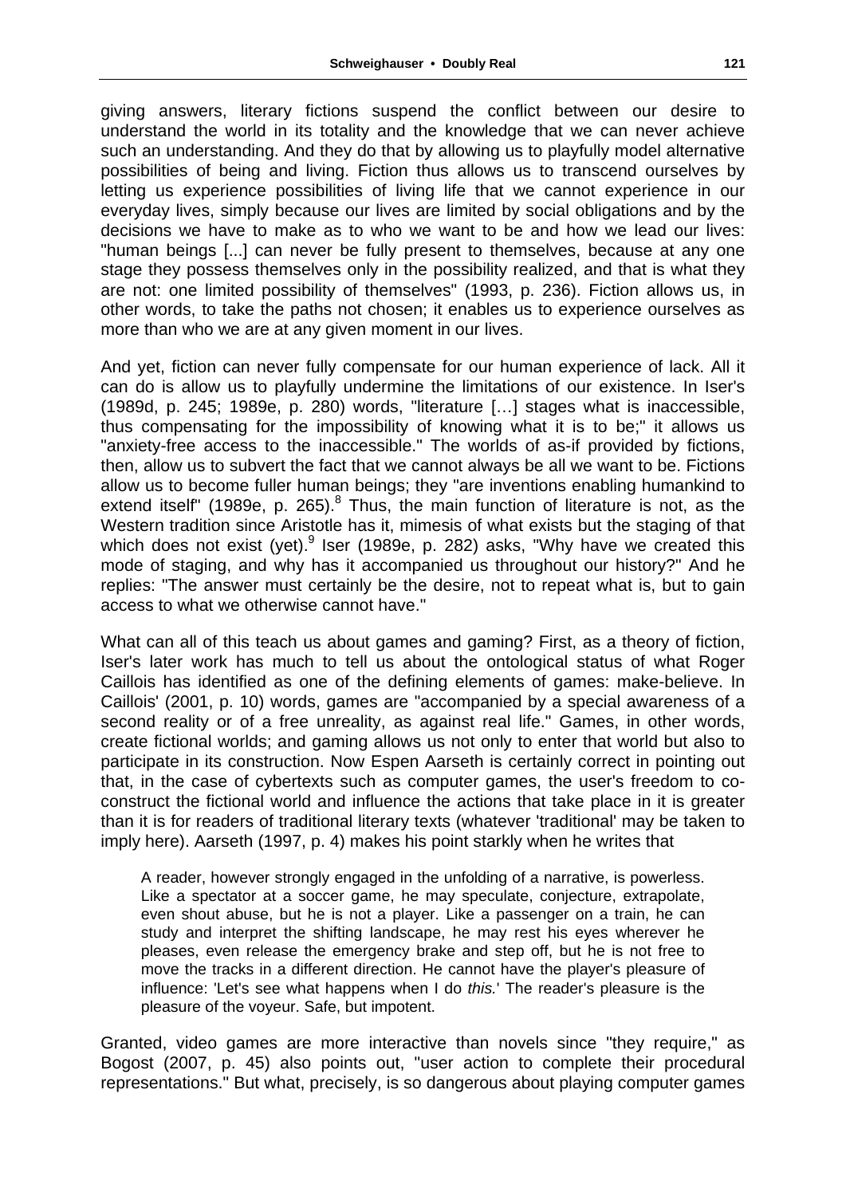giving answers, literary fictions suspend the conflict between our desire to understand the world in its totality and the knowledge that we can never achieve such an understanding. And they do that by allowing us to playfully model alternative possibilities of being and living. Fiction thus allows us to transcend ourselves by letting us experience possibilities of living life that we cannot experience in our everyday lives, simply because our lives are limited by social obligations and by the decisions we have to make as to who we want to be and how we lead our lives: "human beings [...] can never be fully present to themselves, because at any one stage they possess themselves only in the possibility realized, and that is what they are not: one limited possibility of themselves" (1993, p. 236). Fiction allows us, in other words, to take the paths not chosen; it enables us to experience ourselves as more than who we are at any given moment in our lives.

And yet, fiction can never fully compensate for our human experience of lack. All it can do is allow us to playfully undermine the limitations of our existence. In Iser's (1989d, p. 245; 1989e, p. 280) words, "literature […] stages what is inaccessible, thus compensating for the impossibility of knowing what it is to be;" it allows us "anxiety-free access to the inaccessible." The worlds of as-if provided by fictions, then, allow us to subvert the fact that we cannot always be all we want to be. Fictions allow us to become fuller human beings; they "are inventions enabling humankind to extend itself" (1989e, p. 265).[8] Thus, the main function of literature is not, as the Western tradition since Aristotle has it, mimesis of what exists but the staging of that which does not exist (yet).[9] Iser (1989e, p. 282) asks, "Why have we created this mode of staging, and why has it accompanied us throughout our history?" And he replies: "The answer must certainly be the desire, not to repeat what is, but to gain access to what we otherwise cannot have."

What can all of this teach us about games and gaming? First, as a theory of fiction, Iser's later work has much to tell us about the ontological status of what Roger Caillois has identified as one of the defining elements of games: make-believe. In Caillois' (2001, p. 10) words, games are "accompanied by a special awareness of a second reality or of a free unreality, as against real life." Games, in other words, create fictional worlds; and gaming allows us not only to enter that world but also to participate in its construction. Now Espen Aarseth is certainly correct in pointing out that, in the case of cybertexts such as computer games, the user's freedom to co-construct the fictional world and influence the actions that take place in it is greater than it is for readers of traditional literary texts (whatever 'traditional' may be taken to imply here). Aarseth (1997, p. 4) makes his point starkly when he writes that

> A reader, however strongly engaged in the unfolding of a narrative, is powerless. Like a spectator at a soccer game, he may speculate, conjecture, extrapolate, even shout abuse, but he is not a player. Like a passenger on a train, he can study and interpret the shifting landscape, he may rest his eyes wherever he pleases, even release the emergency brake and step off, but he is not free to move the tracks in a different direction. He cannot have the player's pleasure of influence: 'Let's see what happens when I do *this*.' The reader's pleasure is the pleasure of the voyeur. Safe, but impotent.

Granted, video games are more interactive than novels since "they require," as Bogost (2007, p. 45) also points out, "user action to complete their procedural representations." But what, precisely, is so dangerous about playing computer games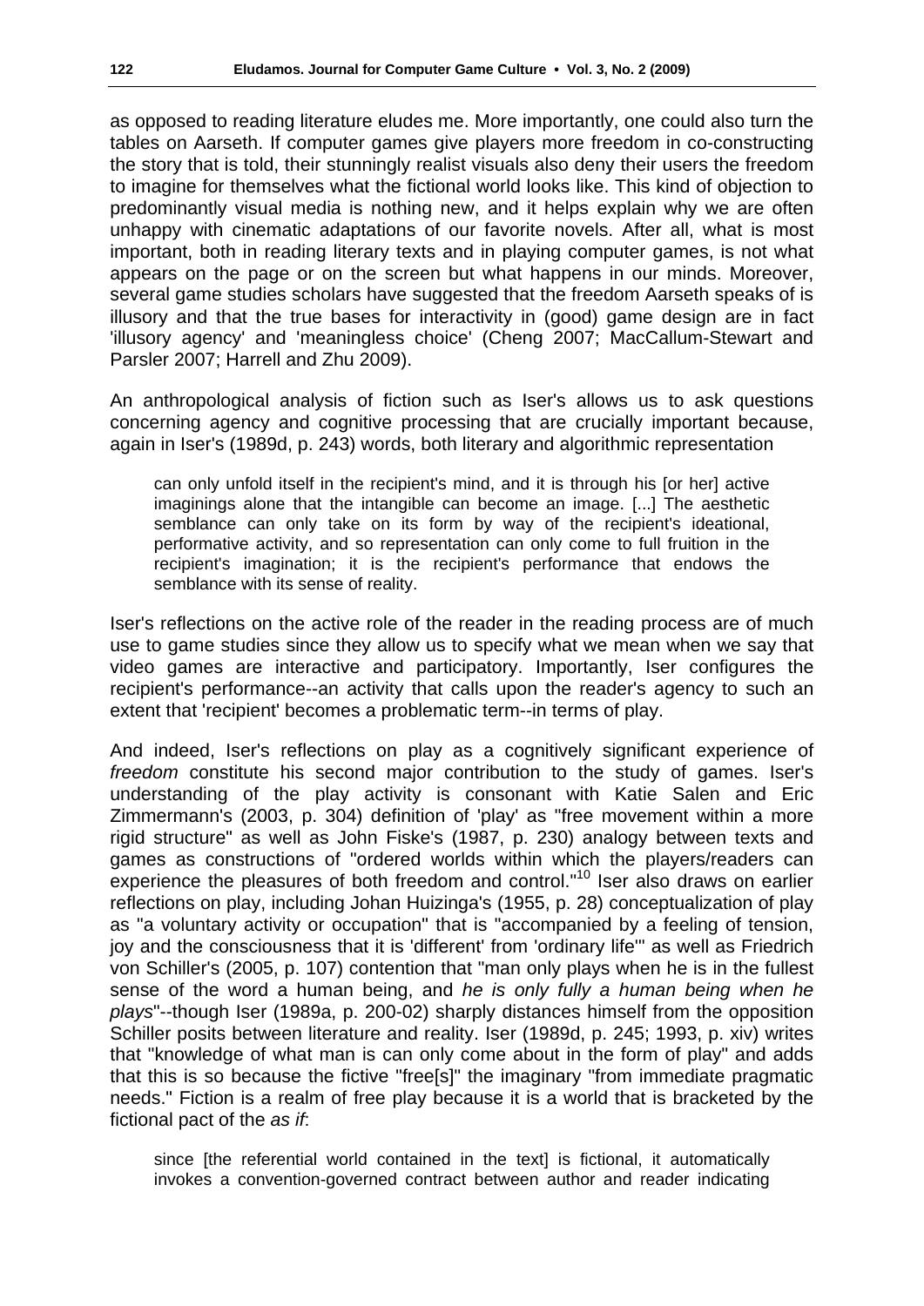as opposed to reading literature eludes me. More importantly, one could also turn the tables on Aarseth. If computer games give players more freedom in co-constructing the story that is told, their stunningly realist visuals also deny their users the freedom to imagine for themselves what the fictional world looks like. This kind of objection to predominantly visual media is nothing new, and it helps explain why we are often unhappy with cinematic adaptations of our favorite novels. After all, what is most important, both in reading literary texts and in playing computer games, is not what appears on the page or on the screen but what happens in our minds. Moreover, several game studies scholars have suggested that the freedom Aarseth speaks of is illusory and that the true bases for interactivity in (good) game design are in fact 'illusory agency' and 'meaningless choice' (Cheng 2007; MacCallum-Stewart and Parsler 2007; Harrell and Zhu 2009).

An anthropological analysis of fiction such as Iser's allows us to ask questions concerning agency and cognitive processing that are crucially important because, again in Iser's (1989d, p. 243) words, both literary and algorithmic representation

> can only unfold itself in the recipient's mind, and it is through his [or her] active imaginings alone that the intangible can become an image. [...] The aesthetic semblance can only take on its form by way of the recipient's ideational, performative activity, and so representation can only come to full fruition in the recipient's imagination; it is the recipient's performance that endows the semblance with its sense of reality.

Iser's reflections on the active role of the reader in the reading process are of much use to game studies since they allow us to specify what we mean when we say that video games are interactive and participatory. Importantly, Iser configures the recipient's performance--an activity that calls upon the reader's agency to such an extent that 'recipient' becomes a problematic term--in terms of play.

And indeed, Iser's reflections on play as a cognitively significant experience of *freedom* constitute his second major contribution to the study of games. Iser's understanding of the play activity is consonant with Katie Salen and Eric Zimmermann's (2003, p. 304) definition of 'play' as "free movement within a more rigid structure" as well as John Fiske's (1987, p. 230) analogy between texts and games as constructions of "ordered worlds within which the players/readers can experience the pleasures of both freedom and control."[10] Iser also draws on earlier reflections on play, including Johan Huizinga's (1955, p. 28) conceptualization of play as "a voluntary activity or occupation" that is "accompanied by a feeling of tension, joy and the consciousness that it is 'different' from 'ordinary life'" as well as Friedrich von Schiller's (2005, p. 107) contention that "man only plays when he is in the fullest sense of the word a human being, and *he is only fully a human being when he plays*"--though Iser (1989a, p. 200-02) sharply distances himself from the opposition Schiller posits between literature and reality. Iser (1989d, p. 245; 1993, p. xiv) writes that "knowledge of what man is can only come about in the form of play" and adds that this is so because the fictive "free[s]" the imaginary "from immediate pragmatic needs." Fiction is a realm of free play because it is a world that is bracketed by the fictional pact of the *as if*:

> since [the referential world contained in the text] is fictional, it automatically invokes a convention-governed contract between author and reader indicating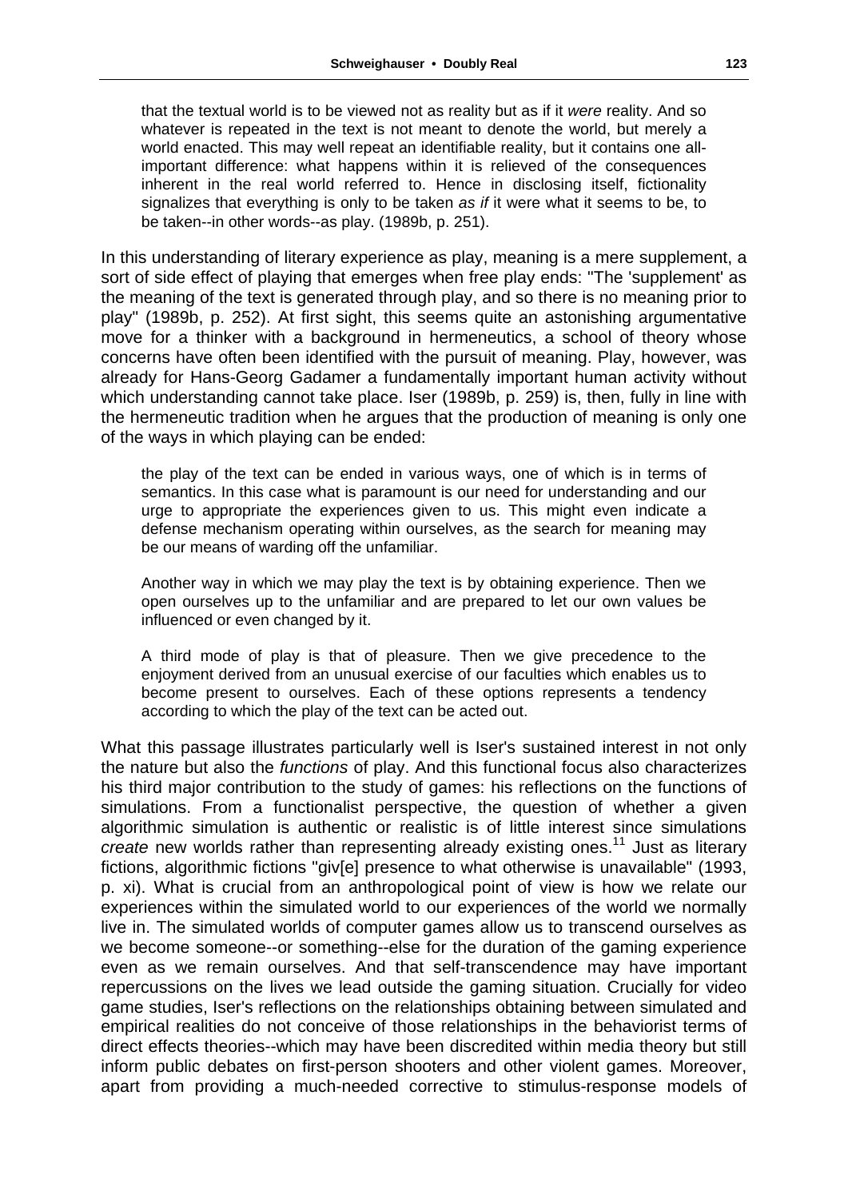> that the textual world is to be viewed not as reality but as if it *were* reality. And so whatever is repeated in the text is not meant to denote the world, but merely a world enacted. This may well repeat an identifiable reality, but it contains one all-important difference: what happens within it is relieved of the consequences inherent in the real world referred to. Hence in disclosing itself, fictionality signalizes that everything is only to be taken *as if* it were what it seems to be, to be taken--in other words--as play. (1989b, p. 251).

In this understanding of literary experience as play, meaning is a mere supplement, a sort of side effect of playing that emerges when free play ends: "The 'supplement' as the meaning of the text is generated through play, and so there is no meaning prior to play" (1989b, p. 252). At first sight, this seems quite an astonishing argumentative move for a thinker with a background in hermeneutics, a school of theory whose concerns have often been identified with the pursuit of meaning. Play, however, was already for Hans-Georg Gadamer a fundamentally important human activity without which understanding cannot take place. Iser (1989b, p. 259) is, then, fully in line with the hermeneutic tradition when he argues that the production of meaning is only one of the ways in which playing can be ended:

> the play of the text can be ended in various ways, one of which is in terms of semantics. In this case what is paramount is our need for understanding and our urge to appropriate the experiences given to us. This might even indicate a defense mechanism operating within ourselves, as the search for meaning may be our means of warding off the unfamiliar.
>
> Another way in which we may play the text is by obtaining experience. Then we open ourselves up to the unfamiliar and are prepared to let our own values be influenced or even changed by it.
>
> A third mode of play is that of pleasure. Then we give precedence to the enjoyment derived from an unusual exercise of our faculties which enables us to become present to ourselves. Each of these options represents a tendency according to which the play of the text can be acted out.

What this passage illustrates particularly well is Iser's sustained interest in not only the nature but also the *functions* of play. And this functional focus also characterizes his third major contribution to the study of games: his reflections on the functions of simulations. From a functionalist perspective, the question of whether a given algorithmic simulation is authentic or realistic is of little interest since simulations *create* new worlds rather than representing already existing ones.[11] Just as literary fictions, algorithmic fictions "giv[e] presence to what otherwise is unavailable" (1993, p. xi). What is crucial from an anthropological point of view is how we relate our experiences within the simulated world to our experiences of the world we normally live in. The simulated worlds of computer games allow us to transcend ourselves as we become someone--or something--else for the duration of the gaming experience even as we remain ourselves. And that self-transcendence may have important repercussions on the lives we lead outside the gaming situation. Crucially for video game studies, Iser's reflections on the relationships obtaining between simulated and empirical realities do not conceive of those relationships in the behaviorist terms of direct effects theories--which may have been discredited within media theory but still inform public debates on first-person shooters and other violent games. Moreover, apart from providing a much-needed corrective to stimulus-response models of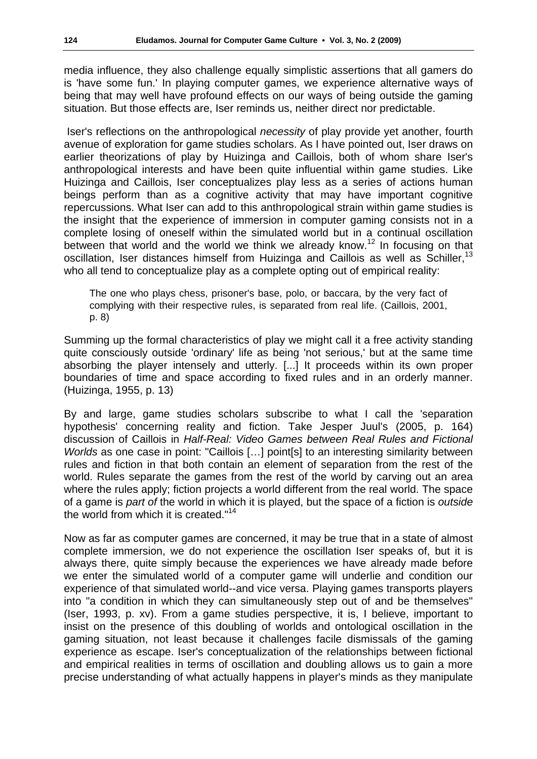media influence, they also challenge equally simplistic assertions that all gamers do is 'have some fun.' In playing computer games, we experience alternative ways of being that may well have profound effects on our ways of being outside the gaming situation. But those effects are, Iser reminds us, neither direct nor predictable.

Iser's reflections on the anthropological *necessity* of play provide yet another, fourth avenue of exploration for game studies scholars. As I have pointed out, Iser draws on earlier theorizations of play by Huizinga and Caillois, both of whom share Iser's anthropological interests and have been quite influential within game studies. Like Huizinga and Caillois, Iser conceptualizes play less as a series of actions human beings perform than as a cognitive activity that may have important cognitive repercussions. What Iser can add to this anthropological strain within game studies is the insight that the experience of immersion in computer gaming consists not in a complete losing of oneself within the simulated world but in a continual oscillation between that world and the world we think we already know.[12] In focusing on that oscillation, Iser distances himself from Huizinga and Caillois as well as Schiller,[13] who all tend to conceptualize play as a complete opting out of empirical reality:

> The one who plays chess, prisoner's base, polo, or baccara, by the very fact of complying with their respective rules, is separated from real life. (Caillois, 2001, p. 8)

Summing up the formal characteristics of play we might call it a free activity standing quite consciously outside 'ordinary' life as being 'not serious,' but at the same time absorbing the player intensely and utterly. [...] It proceeds within its own proper boundaries of time and space according to fixed rules and in an orderly manner. (Huizinga, 1955, p. 13)

By and large, game studies scholars subscribe to what I call the 'separation hypothesis' concerning reality and fiction. Take Jesper Juul's (2005, p. 164) discussion of Caillois in *Half-Real: Video Games between Real Rules and Fictional Worlds* as one case in point: "Caillois […] point[s] to an interesting similarity between rules and fiction in that both contain an element of separation from the rest of the world. Rules separate the games from the rest of the world by carving out an area where the rules apply; fiction projects a world different from the real world. The space of a game is *part of* the world in which it is played, but the space of a fiction is *outside* the world from which it is created."[14]

Now as far as computer games are concerned, it may be true that in a state of almost complete immersion, we do not experience the oscillation Iser speaks of, but it is always there, quite simply because the experiences we have already made before we enter the simulated world of a computer game will underlie and condition our experience of that simulated world--and vice versa. Playing games transports players into "a condition in which they can simultaneously step out of and be themselves" (Iser, 1993, p. xv). From a game studies perspective, it is, I believe, important to insist on the presence of this doubling of worlds and ontological oscillation in the gaming situation, not least because it challenges facile dismissals of the gaming experience as escape. Iser's conceptualization of the relationships between fictional and empirical realities in terms of oscillation and doubling allows us to gain a more precise understanding of what actually happens in player's minds as they manipulate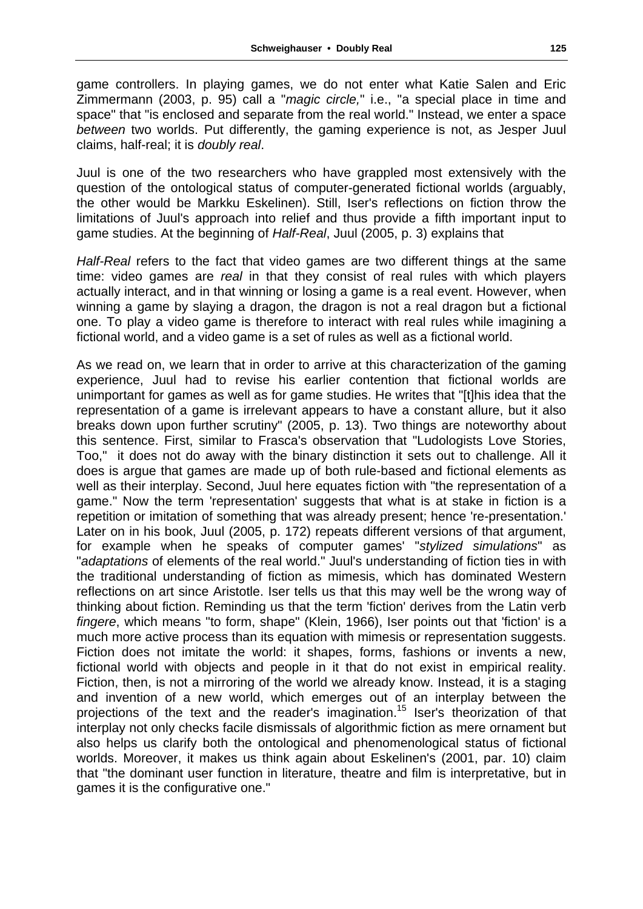game controllers. In playing games, we do not enter what Katie Salen and Eric Zimmermann (2003, p. 95) call a "*magic circle,*" i.e., "a special place in time and space" that "is enclosed and separate from the real world." Instead, we enter a space *between* two worlds. Put differently, the gaming experience is not, as Jesper Juul claims, half-real; it is *doubly real*.

Juul is one of the two researchers who have grappled most extensively with the question of the ontological status of computer-generated fictional worlds (arguably, the other would be Markku Eskelinen). Still, Iser's reflections on fiction throw the limitations of Juul's approach into relief and thus provide a fifth important input to game studies. At the beginning of *Half-Real*, Juul (2005, p. 3) explains that

*Half-Real* refers to the fact that video games are two different things at the same time: video games are *real* in that they consist of real rules with which players actually interact, and in that winning or losing a game is a real event. However, when winning a game by slaying a dragon, the dragon is not a real dragon but a fictional one. To play a video game is therefore to interact with real rules while imagining a fictional world, and a video game is a set of rules as well as a fictional world.

As we read on, we learn that in order to arrive at this characterization of the gaming experience, Juul had to revise his earlier contention that fictional worlds are unimportant for games as well as for game studies. He writes that "[t]his idea that the representation of a game is irrelevant appears to have a constant allure, but it also breaks down upon further scrutiny" (2005, p. 13). Two things are noteworthy about this sentence. First, similar to Frasca's observation that "Ludologists Love Stories, Too," it does not do away with the binary distinction it sets out to challenge. All it does is argue that games are made up of both rule-based and fictional elements as well as their interplay. Second, Juul here equates fiction with "the representation of a game." Now the term 'representation' suggests that what is at stake in fiction is a repetition or imitation of something that was already present; hence 're-presentation.' Later on in his book, Juul (2005, p. 172) repeats different versions of that argument, for example when he speaks of computer games' "*stylized simulations*" as "*adaptations* of elements of the real world." Juul's understanding of fiction ties in with the traditional understanding of fiction as mimesis, which has dominated Western reflections on art since Aristotle. Iser tells us that this may well be the wrong way of thinking about fiction. Reminding us that the term 'fiction' derives from the Latin verb *fingere*, which means "to form, shape" (Klein, 1966), Iser points out that 'fiction' is a much more active process than its equation with mimesis or representation suggests. Fiction does not imitate the world: it shapes, forms, fashions or invents a new, fictional world with objects and people in it that do not exist in empirical reality. Fiction, then, is not a mirroring of the world we already know. Instead, it is a staging and invention of a new world, which emerges out of an interplay between the projections of the text and the reader's imagination.[15] Iser's theorization of that interplay not only checks facile dismissals of algorithmic fiction as mere ornament but also helps us clarify both the ontological and phenomenological status of fictional worlds. Moreover, it makes us think again about Eskelinen's (2001, par. 10) claim that "the dominant user function in literature, theatre and film is interpretative, but in games it is the configurative one."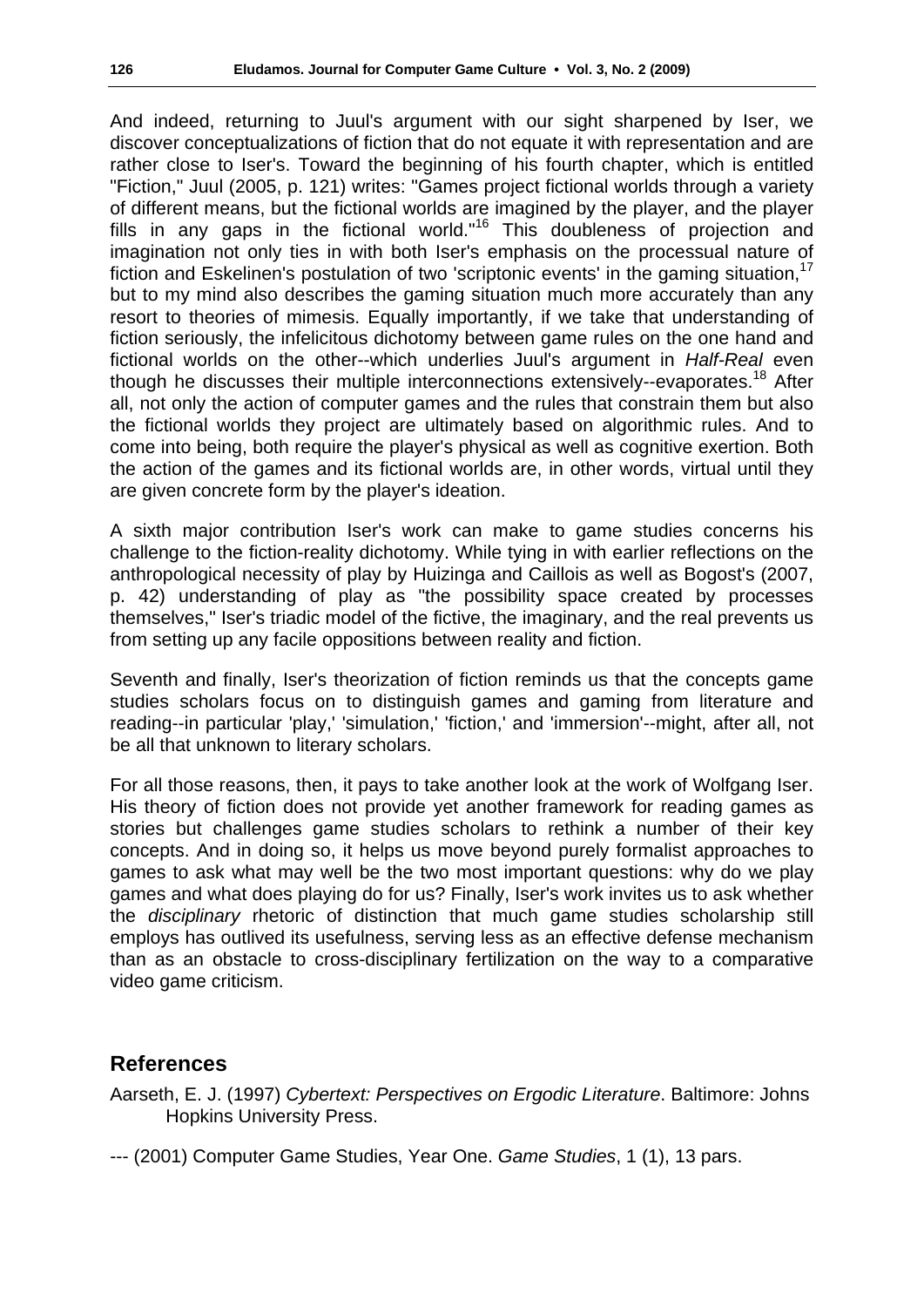And indeed, returning to Juul's argument with our sight sharpened by Iser, we discover conceptualizations of fiction that do not equate it with representation and are rather close to Iser's. Toward the beginning of his fourth chapter, which is entitled "Fiction," Juul (2005, p. 121) writes: "Games project fictional worlds through a variety of different means, but the fictional worlds are imagined by the player, and the player fills in any gaps in the fictional world."[16] This doubleness of projection and imagination not only ties in with both Iser's emphasis on the processual nature of fiction and Eskelinen's postulation of two 'scriptonic events' in the gaming situation,[17] but to my mind also describes the gaming situation much more accurately than any resort to theories of mimesis. Equally importantly, if we take that understanding of fiction seriously, the infelicitous dichotomy between game rules on the one hand and fictional worlds on the other--which underlies Juul's argument in *Half-Real* even though he discusses their multiple interconnections extensively--evaporates.[18] After all, not only the action of computer games and the rules that constrain them but also the fictional worlds they project are ultimately based on algorithmic rules. And to come into being, both require the player's physical as well as cognitive exertion. Both the action of the games and its fictional worlds are, in other words, virtual until they are given concrete form by the player's ideation.

A sixth major contribution Iser's work can make to game studies concerns his challenge to the fiction-reality dichotomy. While tying in with earlier reflections on the anthropological necessity of play by Huizinga and Caillois as well as Bogost's (2007, p. 42) understanding of play as "the possibility space created by processes themselves," Iser's triadic model of the fictive, the imaginary, and the real prevents us from setting up any facile oppositions between reality and fiction.

Seventh and finally, Iser's theorization of fiction reminds us that the concepts game studies scholars focus on to distinguish games and gaming from literature and reading--in particular 'play,' 'simulation,' 'fiction,' and 'immersion'--might, after all, not be all that unknown to literary scholars.

For all those reasons, then, it pays to take another look at the work of Wolfgang Iser. His theory of fiction does not provide yet another framework for reading games as stories but challenges game studies scholars to rethink a number of their key concepts. And in doing so, it helps us move beyond purely formalist approaches to games to ask what may well be the two most important questions: why do we play games and what does playing do for us? Finally, Iser's work invites us to ask whether the *disciplinary* rhetoric of distinction that much game studies scholarship still employs has outlived its usefulness, serving less as an effective defense mechanism than as an obstacle to cross-disciplinary fertilization on the way to a comparative video game criticism.

## References

Aarseth, E. J. (1997) *Cybertext: Perspectives on Ergodic Literature*. Baltimore: Johns Hopkins University Press.

--- (2001) Computer Game Studies, Year One. *Game Studies*, 1 (1), 13 pars.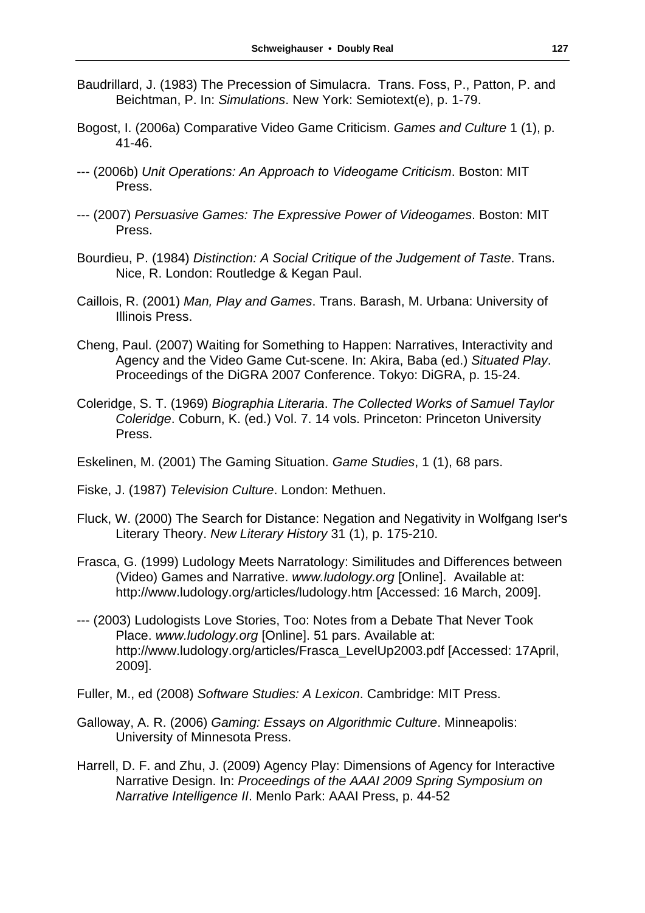Baudrillard, J. (1983) The Precession of Simulacra. Trans. Foss, P., Patton, P. and Beichtman, P. In: *Simulations*. New York: Semiotext(e), p. 1-79.

Bogost, I. (2006a) Comparative Video Game Criticism. *Games and Culture* 1 (1), p. 41-46.

--- (2006b) *Unit Operations: An Approach to Videogame Criticism*. Boston: MIT Press.

--- (2007) *Persuasive Games: The Expressive Power of Videogames*. Boston: MIT Press.

Bourdieu, P. (1984) *Distinction: A Social Critique of the Judgement of Taste*. Trans. Nice, R. London: Routledge & Kegan Paul.

Caillois, R. (2001) *Man, Play and Games*. Trans. Barash, M. Urbana: University of Illinois Press.

Cheng, Paul. (2007) Waiting for Something to Happen: Narratives, Interactivity and Agency and the Video Game Cut-scene. In: Akira, Baba (ed.) *Situated Play*. Proceedings of the DiGRA 2007 Conference. Tokyo: DiGRA, p. 15-24.

Coleridge, S. T. (1969) *Biographia Literaria*. *The Collected Works of Samuel Taylor Coleridge*. Coburn, K. (ed.) Vol. 7. 14 vols. Princeton: Princeton University Press.

Eskelinen, M. (2001) The Gaming Situation. *Game Studies*, 1 (1), 68 pars.

Fiske, J. (1987) *Television Culture*. London: Methuen.

Fluck, W. (2000) The Search for Distance: Negation and Negativity in Wolfgang Iser's Literary Theory. *New Literary History* 31 (1), p. 175-210.

Frasca, G. (1999) Ludology Meets Narratology: Similitudes and Differences between (Video) Games and Narrative. *www.ludology.org* [Online]. Available at: http://www.ludology.org/articles/ludology.htm [Accessed: 16 March, 2009].

--- (2003) Ludologists Love Stories, Too: Notes from a Debate That Never Took Place. *www.ludology.org* [Online]. 51 pars. Available at: http://www.ludology.org/articles/Frasca_LevelUp2003.pdf [Accessed: 17April, 2009].

Fuller, M., ed (2008) *Software Studies: A Lexicon*. Cambridge: MIT Press.

Galloway, A. R. (2006) *Gaming: Essays on Algorithmic Culture*. Minneapolis: University of Minnesota Press.

Harrell, D. F. and Zhu, J. (2009) Agency Play: Dimensions of Agency for Interactive Narrative Design. In: *Proceedings of the AAAI 2009 Spring Symposium on Narrative Intelligence II*. Menlo Park: AAAI Press, p. 44-52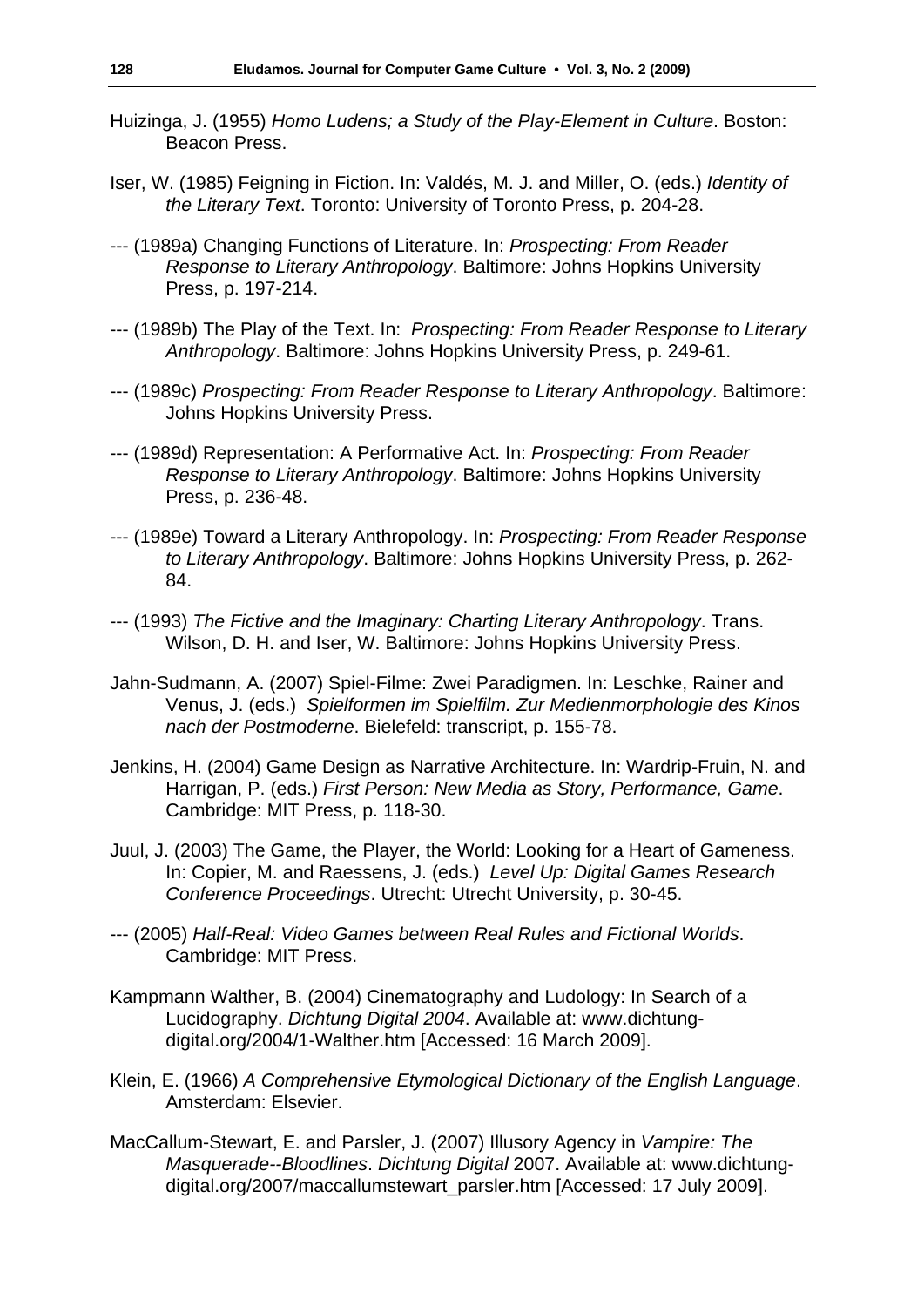Huizinga, J. (1955) *Homo Ludens; a Study of the Play-Element in Culture*. Boston: Beacon Press.

Iser, W. (1985) Feigning in Fiction. In: Valdés, M. J. and Miller, O. (eds.) *Identity of the Literary Text*. Toronto: University of Toronto Press, p. 204-28.

--- (1989a) Changing Functions of Literature. In: *Prospecting: From Reader Response to Literary Anthropology*. Baltimore: Johns Hopkins University Press, p. 197-214.

--- (1989b) The Play of the Text. In: *Prospecting: From Reader Response to Literary Anthropology*. Baltimore: Johns Hopkins University Press, p. 249-61.

--- (1989c) *Prospecting: From Reader Response to Literary Anthropology*. Baltimore: Johns Hopkins University Press.

--- (1989d) Representation: A Performative Act. In: *Prospecting: From Reader Response to Literary Anthropology*. Baltimore: Johns Hopkins University Press, p. 236-48.

--- (1989e) Toward a Literary Anthropology. In: *Prospecting: From Reader Response to Literary Anthropology*. Baltimore: Johns Hopkins University Press, p. 262-84.

--- (1993) *The Fictive and the Imaginary: Charting Literary Anthropology*. Trans. Wilson, D. H. and Iser, W. Baltimore: Johns Hopkins University Press.

Jahn-Sudmann, A. (2007) Spiel-Filme: Zwei Paradigmen. In: Leschke, Rainer and Venus, J. (eds.) *Spielformen im Spielfilm. Zur Medienmorphologie des Kinos nach der Postmoderne*. Bielefeld: transcript, p. 155-78.

Jenkins, H. (2004) Game Design as Narrative Architecture. In: Wardrip-Fruin, N. and Harrigan, P. (eds.) *First Person: New Media as Story, Performance, Game*. Cambridge: MIT Press, p. 118-30.

Juul, J. (2003) The Game, the Player, the World: Looking for a Heart of Gameness. In: Copier, M. and Raessens, J. (eds.) *Level Up: Digital Games Research Conference Proceedings*. Utrecht: Utrecht University, p. 30-45.

--- (2005) *Half-Real: Video Games between Real Rules and Fictional Worlds*. Cambridge: MIT Press.

Kampmann Walther, B. (2004) Cinematography and Ludology: In Search of a Lucidography. *Dichtung Digital 2004*. Available at: www.dichtung-digital.org/2004/1-Walther.htm [Accessed: 16 March 2009].

Klein, E. (1966) *A Comprehensive Etymological Dictionary of the English Language*. Amsterdam: Elsevier.

MacCallum-Stewart, E. and Parsler, J. (2007) Illusory Agency in *Vampire: The Masquerade--Bloodlines*. *Dichtung Digital* 2007. Available at: www.dichtung-digital.org/2007/maccallumstewart_parsler.htm [Accessed: 17 July 2009].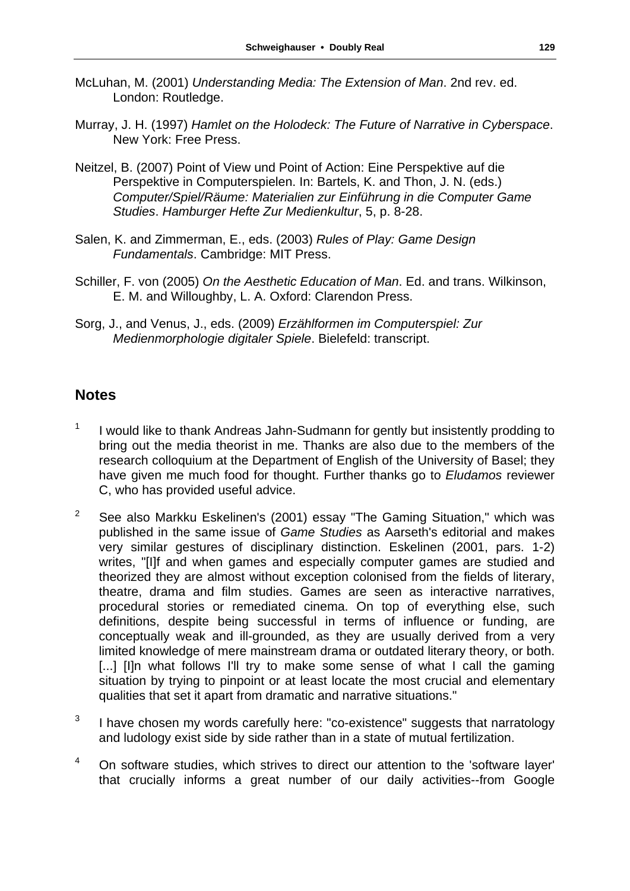McLuhan, M. (2001) *Understanding Media: The Extension of Man*. 2nd rev. ed. London: Routledge.

Murray, J. H. (1997) *Hamlet on the Holodeck: The Future of Narrative in Cyberspace*. New York: Free Press.

Neitzel, B. (2007) Point of View und Point of Action: Eine Perspektive auf die Perspektive in Computerspielen. In: Bartels, K. and Thon, J. N. (eds.) *Computer/Spiel/Räume: Materialien zur Einführung in die Computer Game Studies*. *Hamburger Hefte Zur Medienkultur*, 5, p. 8-28.

Salen, K. and Zimmerman, E., eds. (2003) *Rules of Play: Game Design Fundamentals*. Cambridge: MIT Press.

Schiller, F. von (2005) *On the Aesthetic Education of Man*. Ed. and trans. Wilkinson, E. M. and Willoughby, L. A. Oxford: Clarendon Press.

Sorg, J., and Venus, J., eds. (2009) *Erzählformen im Computerspiel: Zur Medienmorphologie digitaler Spiele*. Bielefeld: transcript.

## Notes

[1] I would like to thank Andreas Jahn-Sudmann for gently but insistently prodding to bring out the media theorist in me. Thanks are also due to the members of the research colloquium at the Department of English of the University of Basel; they have given me much food for thought. Further thanks go to *Eludamos* reviewer C, who has provided useful advice.

[2] See also Markku Eskelinen's (2001) essay "The Gaming Situation," which was published in the same issue of *Game Studies* as Aarseth's editorial and makes very similar gestures of disciplinary distinction. Eskelinen (2001, pars. 1-2) writes, "[I]f and when games and especially computer games are studied and theorized they are almost without exception colonised from the fields of literary, theatre, drama and film studies. Games are seen as interactive narratives, procedural stories or remediated cinema. On top of everything else, such definitions, despite being successful in terms of influence or funding, are conceptually weak and ill-grounded, as they are usually derived from a very limited knowledge of mere mainstream drama or outdated literary theory, or both. [...] [I]n what follows I'll try to make some sense of what I call the gaming situation by trying to pinpoint or at least locate the most crucial and elementary qualities that set it apart from dramatic and narrative situations."

[3] I have chosen my words carefully here: "co-existence" suggests that narratology and ludology exist side by side rather than in a state of mutual fertilization.

[4] On software studies, which strives to direct our attention to the 'software layer' that crucially informs a great number of our daily activities--from Google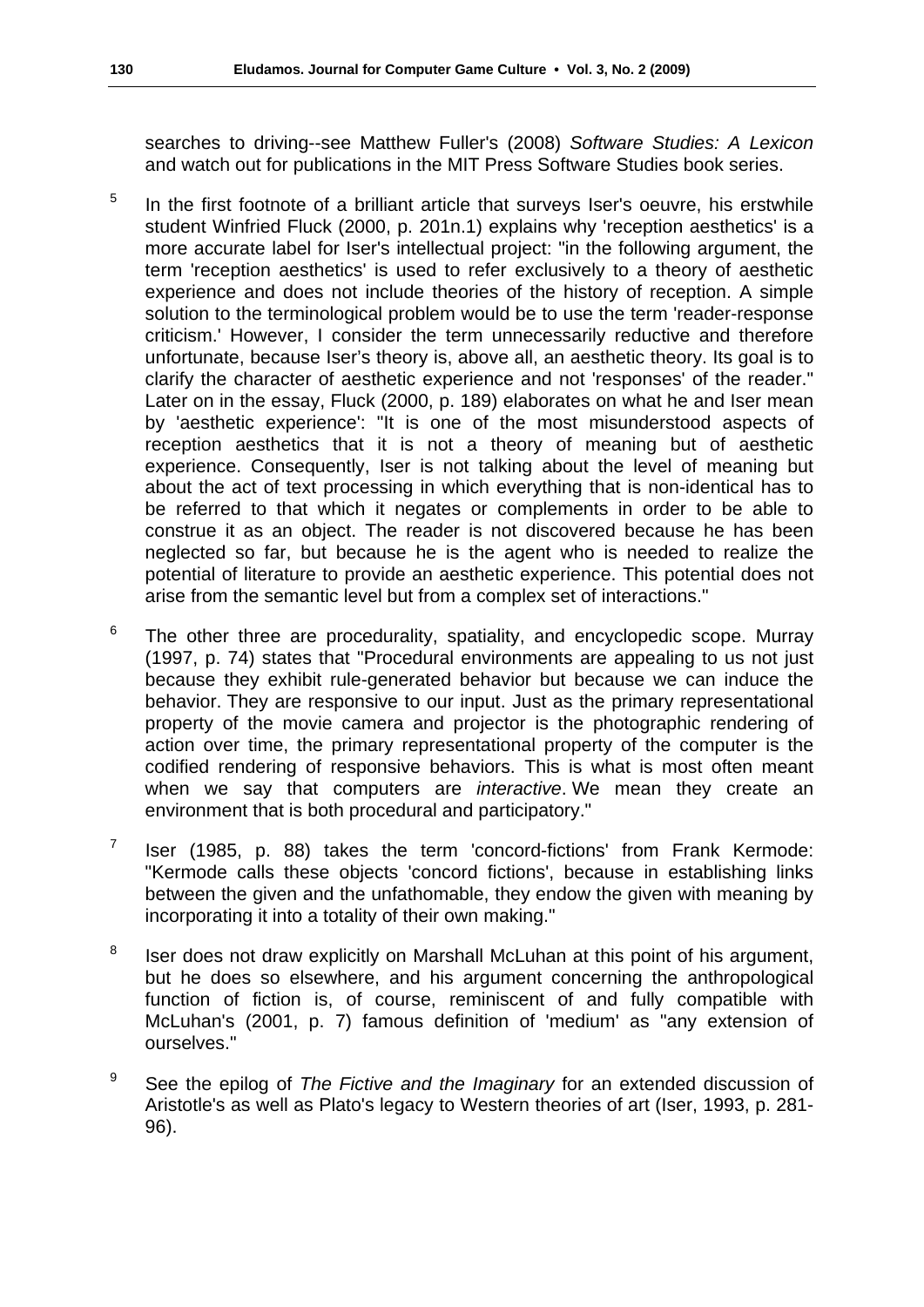searches to driving--see Matthew Fuller's (2008) *Software Studies: A Lexicon* and watch out for publications in the MIT Press Software Studies book series.

[5] In the first footnote of a brilliant article that surveys Iser's oeuvre, his erstwhile student Winfried Fluck (2000, p. 201n.1) explains why 'reception aesthetics' is a more accurate label for Iser's intellectual project: "in the following argument, the term 'reception aesthetics' is used to refer exclusively to a theory of aesthetic experience and does not include theories of the history of reception. A simple solution to the terminological problem would be to use the term 'reader-response criticism.' However, I consider the term unnecessarily reductive and therefore unfortunate, because Iser's theory is, above all, an aesthetic theory. Its goal is to clarify the character of aesthetic experience and not 'responses' of the reader." Later on in the essay, Fluck (2000, p. 189) elaborates on what he and Iser mean by 'aesthetic experience': "It is one of the most misunderstood aspects of reception aesthetics that it is not a theory of meaning but of aesthetic experience. Consequently, Iser is not talking about the level of meaning but about the act of text processing in which everything that is non-identical has to be referred to that which it negates or complements in order to be able to construe it as an object. The reader is not discovered because he has been neglected so far, but because he is the agent who is needed to realize the potential of literature to provide an aesthetic experience. This potential does not arise from the semantic level but from a complex set of interactions."

[6] The other three are procedurality, spatiality, and encyclopedic scope. Murray (1997, p. 74) states that "Procedural environments are appealing to us not just because they exhibit rule-generated behavior but because we can induce the behavior. They are responsive to our input. Just as the primary representational property of the movie camera and projector is the photographic rendering of action over time, the primary representational property of the computer is the codified rendering of responsive behaviors. This is what is most often meant when we say that computers are *interactive*. We mean they create an environment that is both procedural and participatory."

[7] Iser (1985, p. 88) takes the term 'concord-fictions' from Frank Kermode: "Kermode calls these objects 'concord fictions', because in establishing links between the given and the unfathomable, they endow the given with meaning by incorporating it into a totality of their own making."

[8] Iser does not draw explicitly on Marshall McLuhan at this point of his argument, but he does so elsewhere, and his argument concerning the anthropological function of fiction is, of course, reminiscent of and fully compatible with McLuhan's (2001, p. 7) famous definition of 'medium' as "any extension of ourselves."

[9] See the epilog of *The Fictive and the Imaginary* for an extended discussion of Aristotle's as well as Plato's legacy to Western theories of art (Iser, 1993, p. 281-96).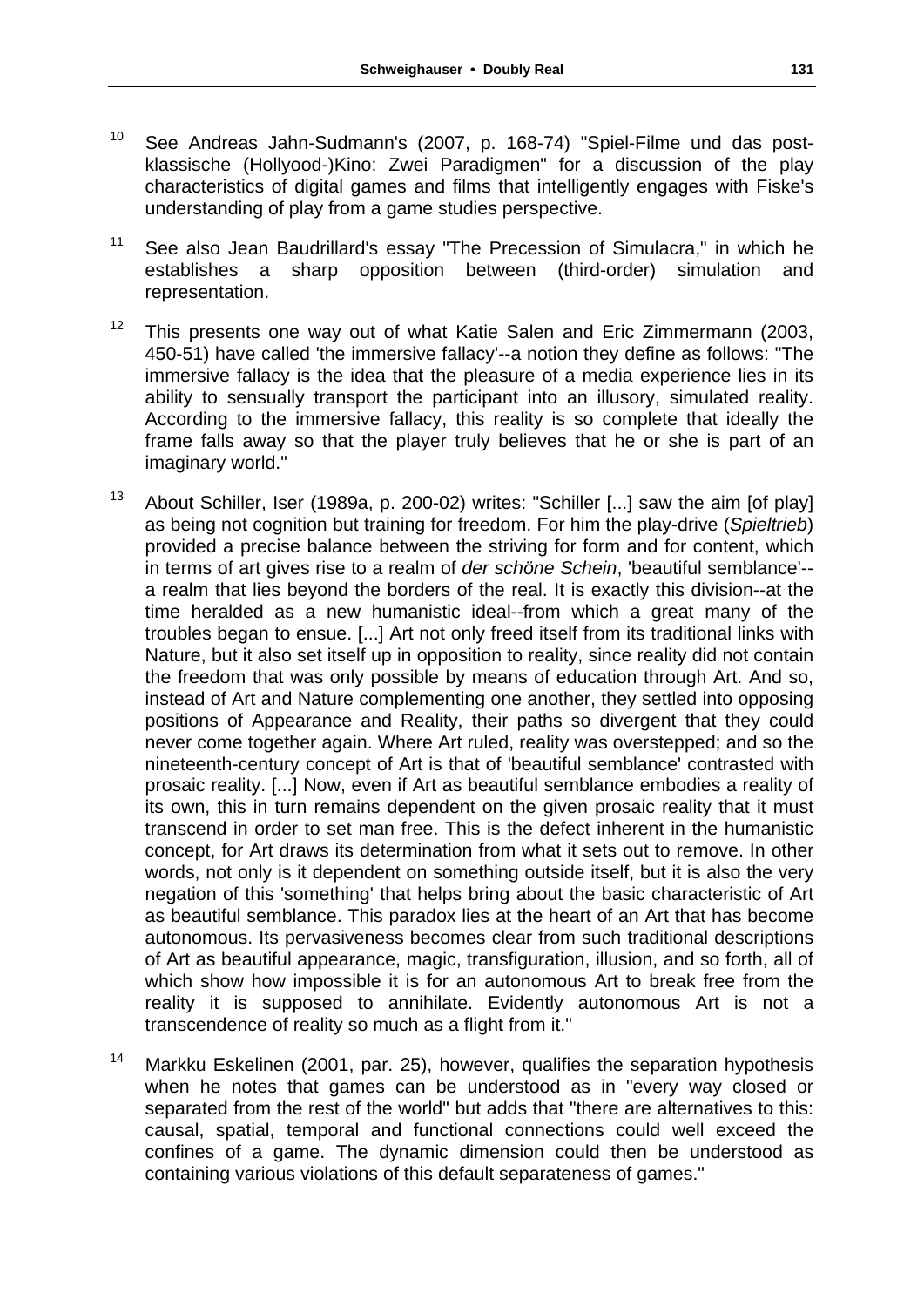[10] See Andreas Jahn-Sudmann's (2007, p. 168-74) "Spiel-Filme und das post-klassische (Hollyood-)Kino: Zwei Paradigmen" for a discussion of the play characteristics of digital games and films that intelligently engages with Fiske's understanding of play from a game studies perspective.

[11] See also Jean Baudrillard's essay "The Precession of Simulacra," in which he establishes a sharp opposition between (third-order) simulation and representation.

[12] This presents one way out of what Katie Salen and Eric Zimmermann (2003, 450-51) have called 'the immersive fallacy'--a notion they define as follows: "The immersive fallacy is the idea that the pleasure of a media experience lies in its ability to sensually transport the participant into an illusory, simulated reality. According to the immersive fallacy, this reality is so complete that ideally the frame falls away so that the player truly believes that he or she is part of an imaginary world."

[13] About Schiller, Iser (1989a, p. 200-02) writes: "Schiller [...] saw the aim [of play] as being not cognition but training for freedom. For him the play-drive (*Spieltrieb*) provided a precise balance between the striving for form and for content, which in terms of art gives rise to a realm of *der schöne Schein*, 'beautiful semblance'--a realm that lies beyond the borders of the real. It is exactly this division--at the time heralded as a new humanistic ideal--from which a great many of the troubles began to ensue. [...] Art not only freed itself from its traditional links with Nature, but it also set itself up in opposition to reality, since reality did not contain the freedom that was only possible by means of education through Art. And so, instead of Art and Nature complementing one another, they settled into opposing positions of Appearance and Reality, their paths so divergent that they could never come together again. Where Art ruled, reality was overstepped; and so the nineteenth-century concept of Art is that of 'beautiful semblance' contrasted with prosaic reality. [...] Now, even if Art as beautiful semblance embodies a reality of its own, this in turn remains dependent on the given prosaic reality that it must transcend in order to set man free. This is the defect inherent in the humanistic concept, for Art draws its determination from what it sets out to remove. In other words, not only is it dependent on something outside itself, but it is also the very negation of this 'something' that helps bring about the basic characteristic of Art as beautiful semblance. This paradox lies at the heart of an Art that has become autonomous. Its pervasiveness becomes clear from such traditional descriptions of Art as beautiful appearance, magic, transfiguration, illusion, and so forth, all of which show how impossible it is for an autonomous Art to break free from the reality it is supposed to annihilate. Evidently autonomous Art is not a transcendence of reality so much as a flight from it."

[14] Markku Eskelinen (2001, par. 25), however, qualifies the separation hypothesis when he notes that games can be understood as in "every way closed or separated from the rest of the world" but adds that "there are alternatives to this: causal, spatial, temporal and functional connections could well exceed the confines of a game. The dynamic dimension could then be understood as containing various violations of this default separateness of games."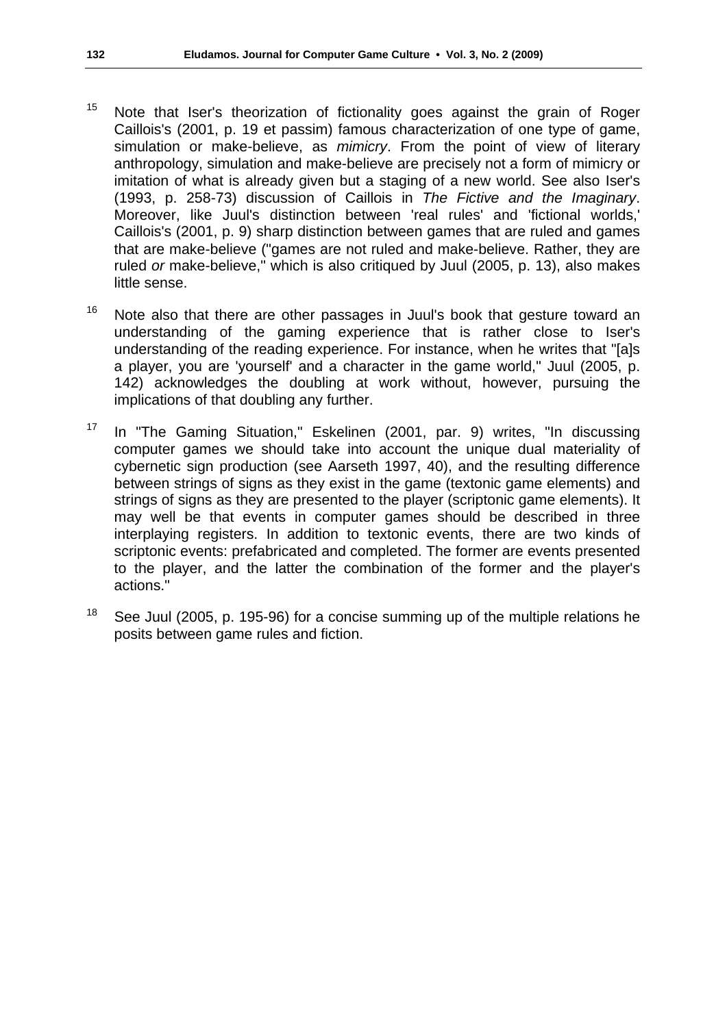[15] Note that Iser's theorization of fictionality goes against the grain of Roger Caillois's (2001, p. 19 et passim) famous characterization of one type of game, simulation or make-believe, as *mimicry*. From the point of view of literary anthropology, simulation and make-believe are precisely not a form of mimicry or imitation of what is already given but a staging of a new world. See also Iser's (1993, p. 258-73) discussion of Caillois in *The Fictive and the Imaginary*. Moreover, like Juul's distinction between 'real rules' and 'fictional worlds,' Caillois's (2001, p. 9) sharp distinction between games that are ruled and games that are make-believe ("games are not ruled and make-believe. Rather, they are ruled *or* make-believe," which is also critiqued by Juul (2005, p. 13), also makes little sense.

[16] Note also that there are other passages in Juul's book that gesture toward an understanding of the gaming experience that is rather close to Iser's understanding of the reading experience. For instance, when he writes that "[a]s a player, you are 'yourself' and a character in the game world," Juul (2005, p. 142) acknowledges the doubling at work without, however, pursuing the implications of that doubling any further.

[17] In "The Gaming Situation," Eskelinen (2001, par. 9) writes, "In discussing computer games we should take into account the unique dual materiality of cybernetic sign production (see Aarseth 1997, 40), and the resulting difference between strings of signs as they exist in the game (textonic game elements) and strings of signs as they are presented to the player (scriptonic game elements). It may well be that events in computer games should be described in three interplaying registers. In addition to textonic events, there are two kinds of scriptonic events: prefabricated and completed. The former are events presented to the player, and the latter the combination of the former and the player's actions."

[18] See Juul (2005, p. 195-96) for a concise summing up of the multiple relations he posits between game rules and fiction.